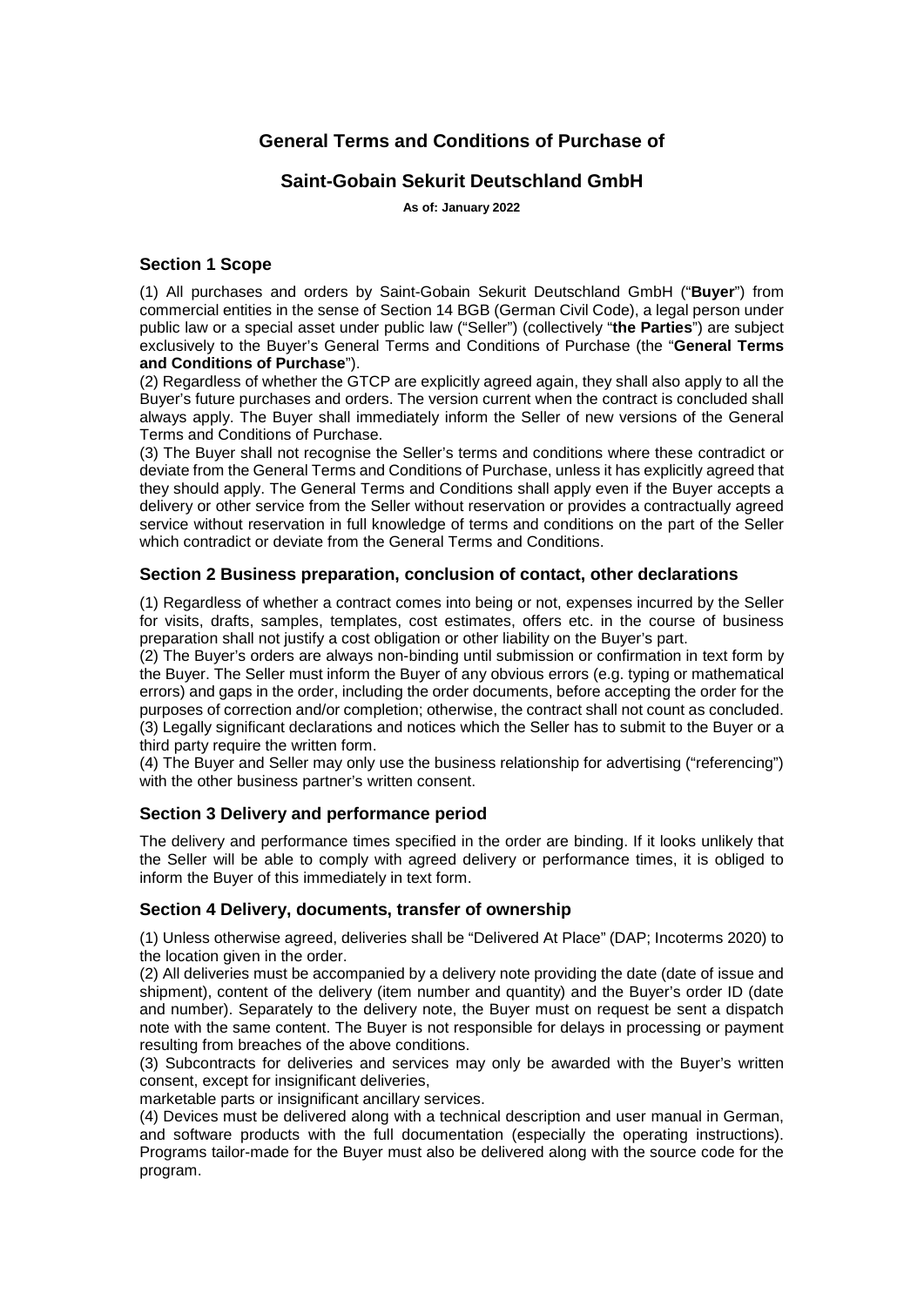# General Terms and Conditions of Purchase of

# Saint-Gobain Sekurit Deutschland GmbH

**As of: January 2022**

## Section 1 Scope

(1) All purchases and orders by Saint-Gobain Sekurit Deutschland GmbH ("**Buyer**") from commercial entities in the sense of Section 14 BGB (German Civil Code), a legal person under public law or a special asset under public law ("Seller") (collectively "**the Parties**") are subject exclusively to the Buyer's General Terms and Conditions of Purchase (the "**General Terms and Conditions of Purchase**").

(2) Regardless of whether the GTCP are explicitly agreed again, they shall also apply to all the Buyer's future purchases and orders. The version current when the contract is concluded shall always apply. The Buyer shall immediately inform the Seller of new versions of the General Terms and Conditions of Purchase.

(3) The Buyer shall not recognise the Seller's terms and conditions where these contradict or deviate from the General Terms and Conditions of Purchase, unless it has explicitly agreed that they should apply. The General Terms and Conditions shall apply even if the Buyer accepts a delivery or other service from the Seller without reservation or provides a contractually agreed service without reservation in full knowledge of terms and conditions on the part of the Seller which contradict or deviate from the General Terms and Conditions.

## Section 2 Business preparation, conclusion of contact, other declarations

(1) Regardless of whether a contract comes into being or not, expenses incurred by the Seller for visits, drafts, samples, templates, cost estimates, offers etc. in the course of business preparation shall not justify a cost obligation or other liability on the Buyer's part.

(2) The Buyer's orders are always non-binding until submission or confirmation in text form by the Buyer. The Seller must inform the Buyer of any obvious errors (e.g. typing or mathematical errors) and gaps in the order, including the order documents, before accepting the order for the purposes of correction and/or completion; otherwise, the contract shall not count as concluded.

(3) Legally significant declarations and notices which the Seller has to submit to the Buyer or a third party require the written form.

(4) The Buyer and Seller may only use the business relationship for advertising ("referencing") with the other business partner's written consent.

## Section 3 Delivery and performance period

The delivery and performance times specified in the order are binding. If it looks unlikely that the Seller will be able to comply with agreed delivery or performance times, it is obliged to inform the Buyer of this immediately in text form.

## Section 4 Delivery, documents, transfer of ownership

(1) Unless otherwise agreed, deliveries shall be "Delivered At Place" (DAP; Incoterms 2020) to the location given in the order.

(2) All deliveries must be accompanied by a delivery note providing the date (date of issue and shipment), content of the delivery (item number and quantity) and the Buyer's order ID (date and number). Separately to the delivery note, the Buyer must on request be sent a dispatch note with the same content. The Buyer is not responsible for delays in processing or payment resulting from breaches of the above conditions.

(3) Subcontracts for deliveries and services may only be awarded with the Buyer's written consent, except for insignificant deliveries,
marketable parts or insignificant ancillary services.

(4) Devices must be delivered along with a technical description and user manual in German, and software products with the full documentation (especially the operating instructions). Programs tailor-made for the Buyer must also be delivered along with the source code for the program.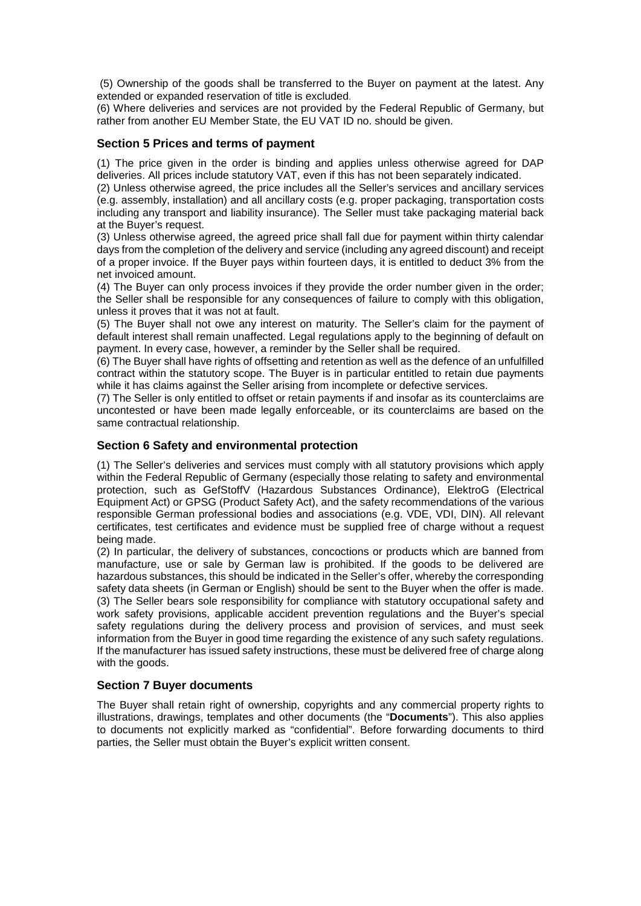(5) Ownership of the goods shall be transferred to the Buyer on payment at the latest. Any extended or expanded reservation of title is excluded.

(6) Where deliveries and services are not provided by the Federal Republic of Germany, but rather from another EU Member State, the EU VAT ID no. should be given.

## Section 5 Prices and terms of payment

(1) The price given in the order is binding and applies unless otherwise agreed for DAP deliveries. All prices include statutory VAT, even if this has not been separately indicated.

(2) Unless otherwise agreed, the price includes all the Seller's services and ancillary services (e.g. assembly, installation) and all ancillary costs (e.g. proper packaging, transportation costs including any transport and liability insurance). The Seller must take packaging material back at the Buyer's request.

(3) Unless otherwise agreed, the agreed price shall fall due for payment within thirty calendar days from the completion of the delivery and service (including any agreed discount) and receipt of a proper invoice. If the Buyer pays within fourteen days, it is entitled to deduct 3% from the net invoiced amount.

(4) The Buyer can only process invoices if they provide the order number given in the order; the Seller shall be responsible for any consequences of failure to comply with this obligation, unless it proves that it was not at fault.

(5) The Buyer shall not owe any interest on maturity. The Seller's claim for the payment of default interest shall remain unaffected. Legal regulations apply to the beginning of default on payment. In every case, however, a reminder by the Seller shall be required.

(6) The Buyer shall have rights of offsetting and retention as well as the defence of an unfulfilled contract within the statutory scope. The Buyer is in particular entitled to retain due payments while it has claims against the Seller arising from incomplete or defective services.

(7) The Seller is only entitled to offset or retain payments if and insofar as its counterclaims are uncontested or have been made legally enforceable, or its counterclaims are based on the same contractual relationship.

## Section 6 Safety and environmental protection

(1) The Seller's deliveries and services must comply with all statutory provisions which apply within the Federal Republic of Germany (especially those relating to safety and environmental protection, such as GefStoffV (Hazardous Substances Ordinance), ElektroG (Electrical Equipment Act) or GPSG (Product Safety Act), and the safety recommendations of the various responsible German professional bodies and associations (e.g. VDE, VDI, DIN). All relevant certificates, test certificates and evidence must be supplied free of charge without a request being made.

(2) In particular, the delivery of substances, concoctions or products which are banned from manufacture, use or sale by German law is prohibited. If the goods to be delivered are hazardous substances, this should be indicated in the Seller's offer, whereby the corresponding safety data sheets (in German or English) should be sent to the Buyer when the offer is made.

(3) The Seller bears sole responsibility for compliance with statutory occupational safety and work safety provisions, applicable accident prevention regulations and the Buyer's special safety regulations during the delivery process and provision of services, and must seek information from the Buyer in good time regarding the existence of any such safety regulations. If the manufacturer has issued safety instructions, these must be delivered free of charge along with the goods.

## Section 7 Buyer documents

The Buyer shall retain right of ownership, copyrights and any commercial property rights to illustrations, drawings, templates and other documents (the "**Documents**"). This also applies to documents not explicitly marked as "confidential". Before forwarding documents to third parties, the Seller must obtain the Buyer's explicit written consent.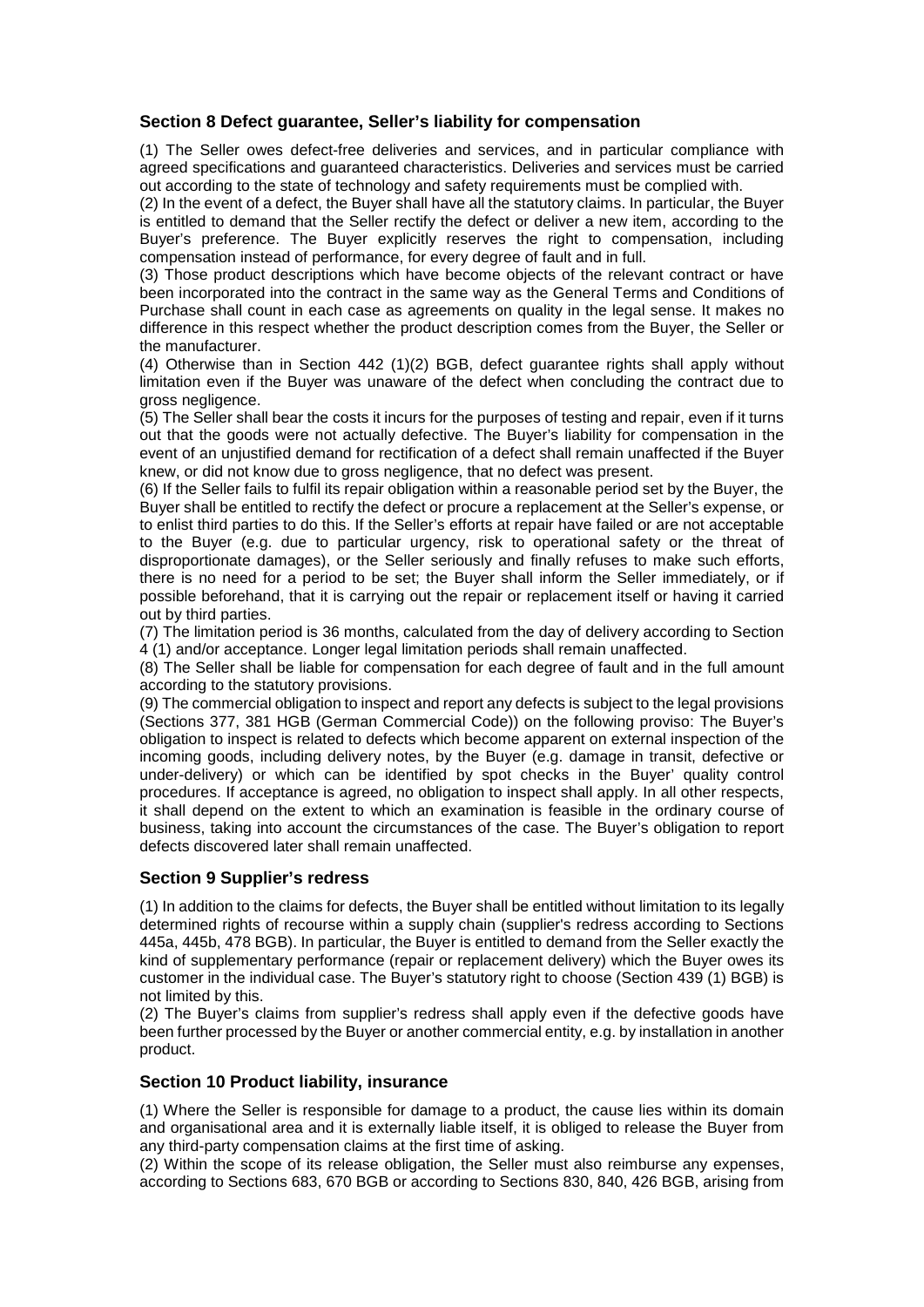## Section 8 Defect guarantee, Seller's liability for compensation

(1) The Seller owes defect-free deliveries and services, and in particular compliance with agreed specifications and guaranteed characteristics. Deliveries and services must be carried out according to the state of technology and safety requirements must be complied with.

(2) In the event of a defect, the Buyer shall have all the statutory claims. In particular, the Buyer is entitled to demand that the Seller rectify the defect or deliver a new item, according to the Buyer's preference. The Buyer explicitly reserves the right to compensation, including compensation instead of performance, for every degree of fault and in full.

(3) Those product descriptions which have become objects of the relevant contract or have been incorporated into the contract in the same way as the General Terms and Conditions of Purchase shall count in each case as agreements on quality in the legal sense. It makes no difference in this respect whether the product description comes from the Buyer, the Seller or the manufacturer.

(4) Otherwise than in Section 442 (1)(2) BGB, defect guarantee rights shall apply without limitation even if the Buyer was unaware of the defect when concluding the contract due to gross negligence.

(5) The Seller shall bear the costs it incurs for the purposes of testing and repair, even if it turns out that the goods were not actually defective. The Buyer's liability for compensation in the event of an unjustified demand for rectification of a defect shall remain unaffected if the Buyer knew, or did not know due to gross negligence, that no defect was present.

(6) If the Seller fails to fulfil its repair obligation within a reasonable period set by the Buyer, the Buyer shall be entitled to rectify the defect or procure a replacement at the Seller's expense, or to enlist third parties to do this. If the Seller's efforts at repair have failed or are not acceptable to the Buyer (e.g. due to particular urgency, risk to operational safety or the threat of disproportionate damages), or the Seller seriously and finally refuses to make such efforts, there is no need for a period to be set; the Buyer shall inform the Seller immediately, or if possible beforehand, that it is carrying out the repair or replacement itself or having it carried out by third parties.

(7) The limitation period is 36 months, calculated from the day of delivery according to Section 4 (1) and/or acceptance. Longer legal limitation periods shall remain unaffected.

(8) The Seller shall be liable for compensation for each degree of fault and in the full amount according to the statutory provisions.

(9) The commercial obligation to inspect and report any defects is subject to the legal provisions (Sections 377, 381 HGB (German Commercial Code)) on the following proviso: The Buyer's obligation to inspect is related to defects which become apparent on external inspection of the incoming goods, including delivery notes, by the Buyer (e.g. damage in transit, defective or under-delivery) or which can be identified by spot checks in the Buyer' quality control procedures. If acceptance is agreed, no obligation to inspect shall apply. In all other respects, it shall depend on the extent to which an examination is feasible in the ordinary course of business, taking into account the circumstances of the case. The Buyer's obligation to report defects discovered later shall remain unaffected.

## Section 9 Supplier's redress

(1) In addition to the claims for defects, the Buyer shall be entitled without limitation to its legally determined rights of recourse within a supply chain (supplier's redress according to Sections 445a, 445b, 478 BGB). In particular, the Buyer is entitled to demand from the Seller exactly the kind of supplementary performance (repair or replacement delivery) which the Buyer owes its customer in the individual case. The Buyer's statutory right to choose (Section 439 (1) BGB) is not limited by this.

(2) The Buyer's claims from supplier's redress shall apply even if the defective goods have been further processed by the Buyer or another commercial entity, e.g. by installation in another product.

## Section 10 Product liability, insurance

(1) Where the Seller is responsible for damage to a product, the cause lies within its domain and organisational area and it is externally liable itself, it is obliged to release the Buyer from any third-party compensation claims at the first time of asking.

(2) Within the scope of its release obligation, the Seller must also reimburse any expenses, according to Sections 683, 670 BGB or according to Sections 830, 840, 426 BGB, arising from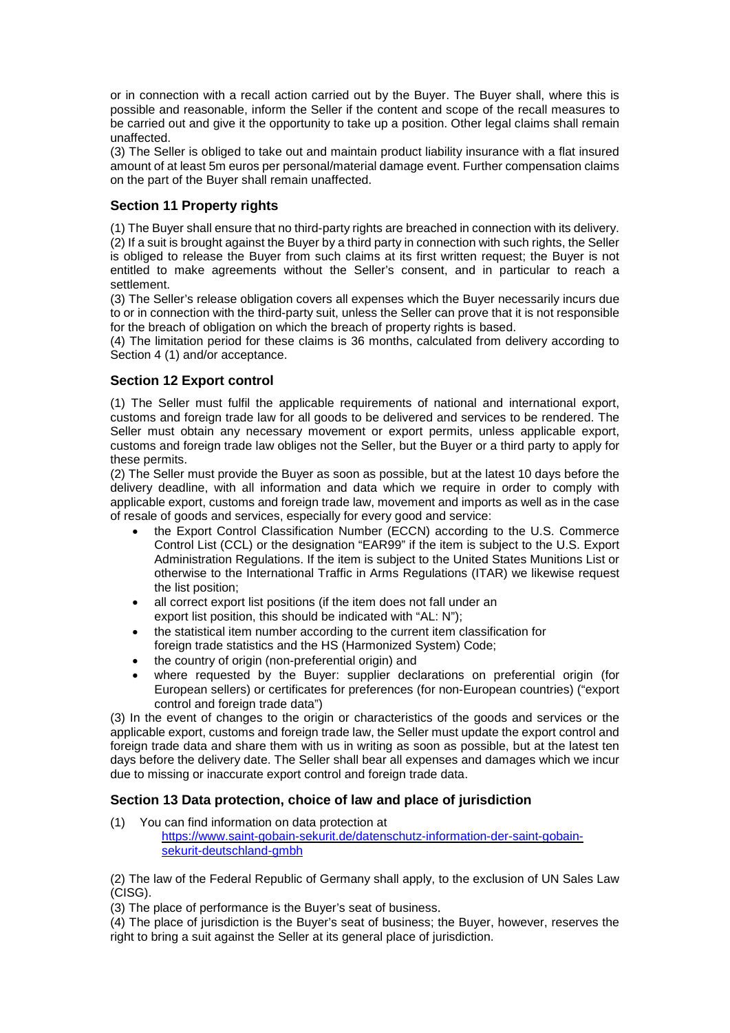or in connection with a recall action carried out by the Buyer. The Buyer shall, where this is possible and reasonable, inform the Seller if the content and scope of the recall measures to be carried out and give it the opportunity to take up a position. Other legal claims shall remain unaffected.

(3) The Seller is obliged to take out and maintain product liability insurance with a flat insured amount of at least 5m euros per personal/material damage event. Further compensation claims on the part of the Buyer shall remain unaffected.

### Section 11 Property rights

(1) The Buyer shall ensure that no third-party rights are breached in connection with its delivery.
(2) If a suit is brought against the Buyer by a third party in connection with such rights, the Seller is obliged to release the Buyer from such claims at its first written request; the Buyer is not entitled to make agreements without the Seller's consent, and in particular to reach a settlement.
(3) The Seller's release obligation covers all expenses which the Buyer necessarily incurs due to or in connection with the third-party suit, unless the Seller can prove that it is not responsible for the breach of obligation on which the breach of property rights is based.
(4) The limitation period for these claims is 36 months, calculated from delivery according to Section 4 (1) and/or acceptance.

### Section 12 Export control

(1) The Seller must fulfil the applicable requirements of national and international export, customs and foreign trade law for all goods to be delivered and services to be rendered. The Seller must obtain any necessary movement or export permits, unless applicable export, customs and foreign trade law obliges not the Seller, but the Buyer or a third party to apply for these permits.
(2) The Seller must provide the Buyer as soon as possible, but at the latest 10 days before the delivery deadline, with all information and data which we require in order to comply with applicable export, customs and foreign trade law, movement and imports as well as in the case of resale of goods and services, especially for every good and service:

- the Export Control Classification Number (ECCN) according to the U.S. Commerce Control List (CCL) or the designation "EAR99" if the item is subject to the U.S. Export Administration Regulations. If the item is subject to the United States Munitions List or otherwise to the International Traffic in Arms Regulations (ITAR) we likewise request the list position;
- all correct export list positions (if the item does not fall under an export list position, this should be indicated with "AL: N");
- the statistical item number according to the current item classification for foreign trade statistics and the HS (Harmonized System) Code;
- the country of origin (non-preferential origin) and
- where requested by the Buyer: supplier declarations on preferential origin (for European sellers) or certificates for preferences (for non-European countries) ("export control and foreign trade data")

(3) In the event of changes to the origin or characteristics of the goods and services or the applicable export, customs and foreign trade law, the Seller must update the export control and foreign trade data and share them with us in writing as soon as possible, but at the latest ten days before the delivery date. The Seller shall bear all expenses and damages which we incur due to missing or inaccurate export control and foreign trade data.

### Section 13 Data protection, choice of law and place of jurisdiction

(1) You can find information on data protection at https://www.saint-gobain-sekurit.de/datenschutz-information-der-saint-gobain-sekurit-deutschland-gmbh

(2) The law of the Federal Republic of Germany shall apply, to the exclusion of UN Sales Law (CISG).
(3) The place of performance is the Buyer's seat of business.
(4) The place of jurisdiction is the Buyer's seat of business; the Buyer, however, reserves the right to bring a suit against the Seller at its general place of jurisdiction.